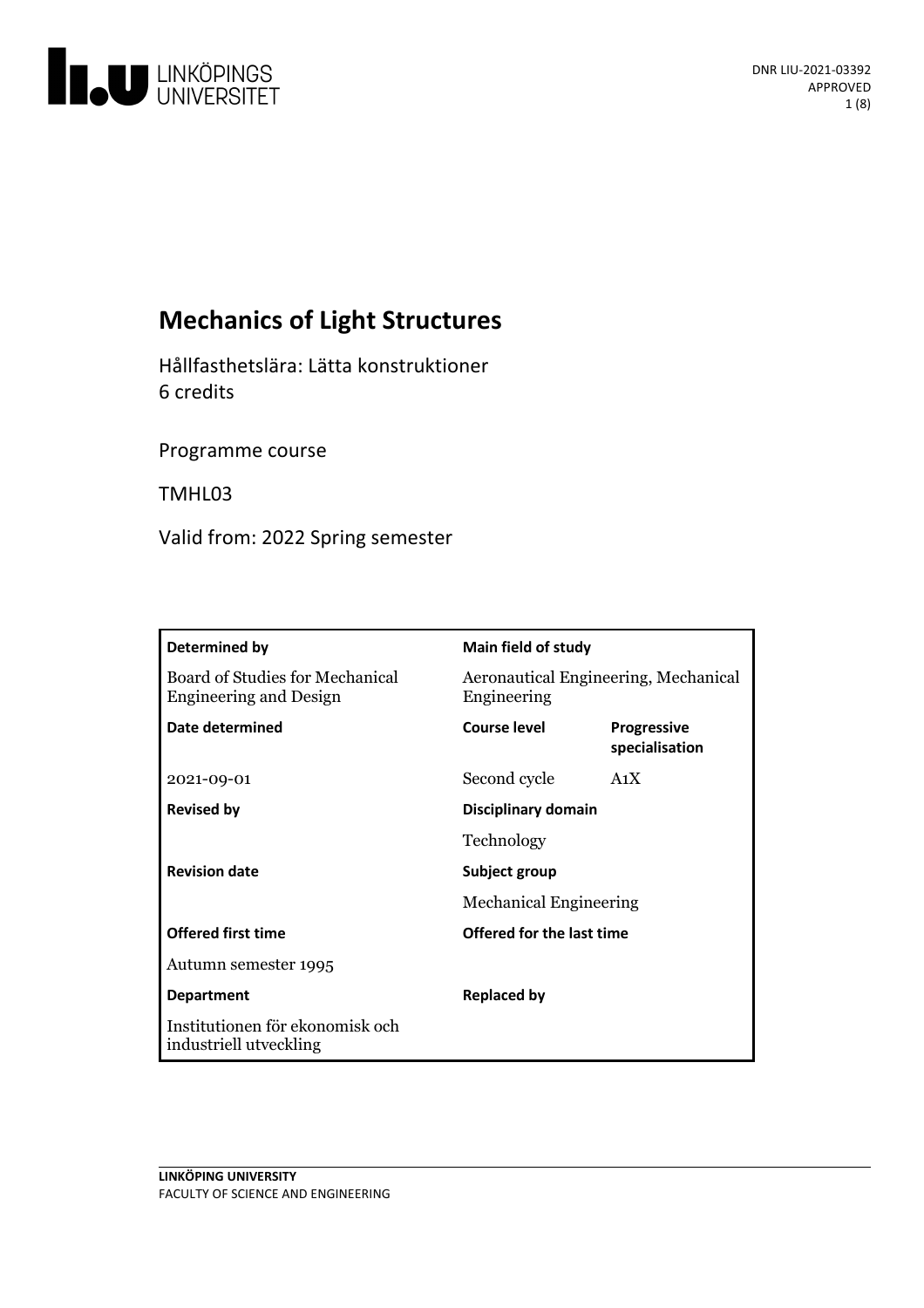DNR LIU-2021-03392
APPROVED

# Mechanics of Light Structures

Hållfasthetslära: Lätta konstruktioner
6 credits

Programme course

TMHL03

Valid from: 2022 Spring semester

| **Determined by** | **Main field of study** | |
|---|---|---|
| Board of Studies for Mechanical Engineering and Design | Aeronautical Engineering, Mechanical Engineering | |
| **Date determined** | **Course level** | **Progressive specialisation** |
| 2021-09-01 | Second cycle | A1X |
| **Revised by** | **Disciplinary domain** | |
| | Technology | |
| **Revision date** | **Subject group** | |
| | Mechanical Engineering | |
| **Offered first time** | **Offered for the last time** | |
| Autumn semester 1995 | | |
| **Department** | **Replaced by** | |
| Institutionen för ekonomisk och industriell utveckling | | |

LINKÖPING UNIVERSITY
FACULTY OF SCIENCE AND ENGINEERING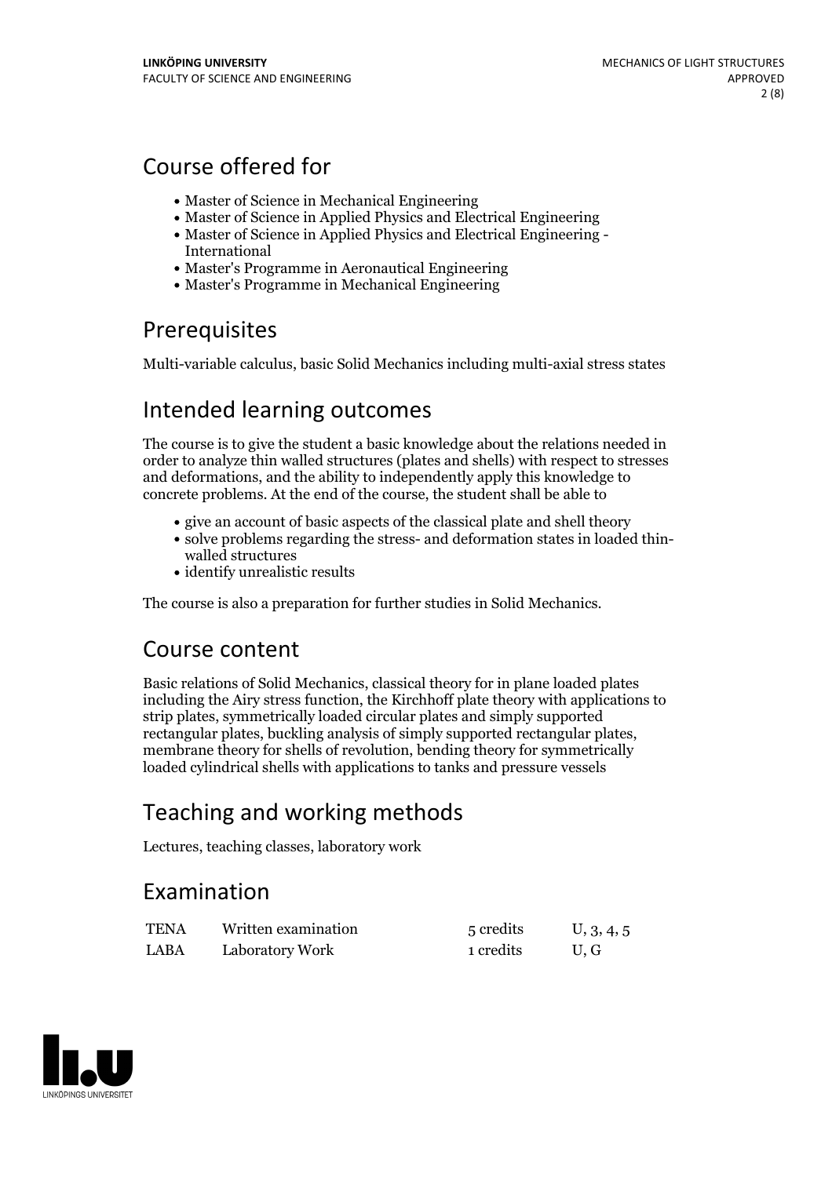## Course offered for

- Master of Science in Mechanical Engineering
- Master of Science in Applied Physics and Electrical Engineering
- Master of Science in Applied Physics and Electrical Engineering - International
- Master's Programme in Aeronautical Engineering
- Master's Programme in Mechanical Engineering

## Prerequisites

Multi-variable calculus, basic Solid Mechanics including multi-axial stress states

## Intended learning outcomes

The course is to give the student a basic knowledge about the relations needed in order to analyze thin walled structures (plates and shells) with respect to stresses and deformations, and the ability to independently apply this knowledge to concrete problems. At the end of the course, the student shall be able to

- give an account of basic aspects of the classical plate and shell theory
- solve problems regarding the stress- and deformation states in loaded thin-walled structures
- identify unrealistic results

The course is also a preparation for further studies in Solid Mechanics.

## Course content

Basic relations of Solid Mechanics, classical theory for in plane loaded plates including the Airy stress function, the Kirchhoff plate theory with applications to strip plates, symmetrically loaded circular plates and simply supported rectangular plates, buckling analysis of simply supported rectangular plates, membrane theory for shells of revolution, bending theory for symmetrically loaded cylindrical shells with applications to tanks and pressure vessels

## Teaching and working methods

Lectures, teaching classes, laboratory work

## Examination

| | | | |
|---|---|---|---|
| TENA | Written examination | 5 credits | U, 3, 4, 5 |
| LABA | Laboratory Work | 1 credits | U, G |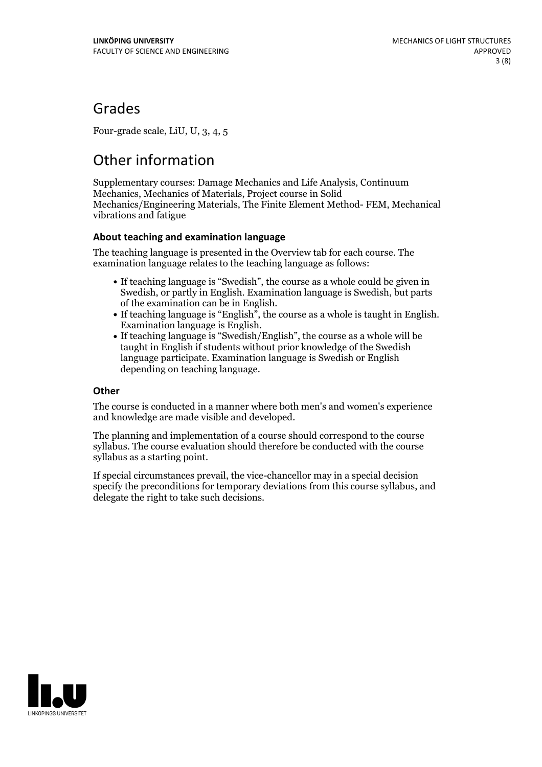# Grades

Four-grade scale, LiU, U, 3, 4, 5

# Other information

Supplementary courses: Damage Mechanics and Life Analysis, Continuum Mechanics, Mechanics of Materials, Project course in Solid Mechanics/Engineering Materials, The Finite Element Method- FEM, Mechanical vibrations and fatigue

### About teaching and examination language

The teaching language is presented in the Overview tab for each course. The examination language relates to the teaching language as follows:

- If teaching language is "Swedish", the course as a whole could be given in Swedish, or partly in English. Examination language is Swedish, but parts of the examination can be in English.
- If teaching language is "English", the course as a whole is taught in English. Examination language is English.
- If teaching language is "Swedish/English", the course as a whole will be taught in English if students without prior knowledge of the Swedish language participate. Examination language is Swedish or English depending on teaching language.

### Other

The course is conducted in a manner where both men's and women's experience and knowledge are made visible and developed.

The planning and implementation of a course should correspond to the course syllabus. The course evaluation should therefore be conducted with the course syllabus as a starting point.

If special circumstances prevail, the vice-chancellor may in a special decision specify the preconditions for temporary deviations from this course syllabus, and delegate the right to take such decisions.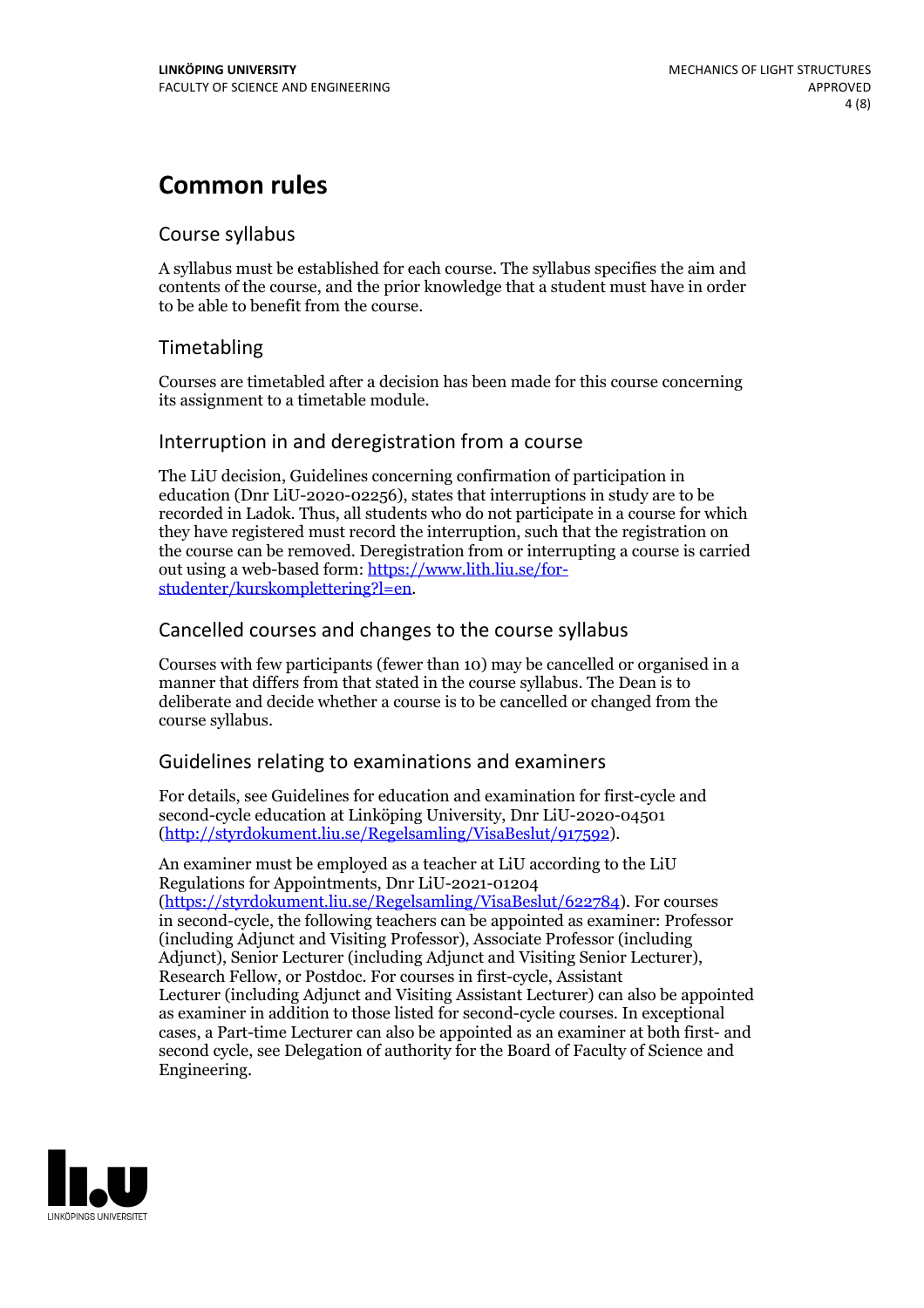# Common rules

## Course syllabus

A syllabus must be established for each course. The syllabus specifies the aim and contents of the course, and the prior knowledge that a student must have in order to be able to benefit from the course.

## Timetabling

Courses are timetabled after a decision has been made for this course concerning its assignment to a timetable module.

## Interruption in and deregistration from a course

The LiU decision, Guidelines concerning confirmation of participation in education (Dnr LiU-2020-02256), states that interruptions in study are to be recorded in Ladok. Thus, all students who do not participate in a course for which they have registered must record the interruption, such that the registration on the course can be removed. Deregistration from or interrupting a course is carried out using a web-based form: [https://www.lith.liu.se/for-studenter/kurskomplettering?l=en](https://www.lith.liu.se/for-studenter/kurskomplettering?l=en).

## Cancelled courses and changes to the course syllabus

Courses with few participants (fewer than 10) may be cancelled or organised in a manner that differs from that stated in the course syllabus. The Dean is to deliberate and decide whether a course is to be cancelled or changed from the course syllabus.

## Guidelines relating to examinations and examiners

For details, see Guidelines for education and examination for first-cycle and second-cycle education at Linköping University, Dnr LiU-2020-04501 ([http://styrdokument.liu.se/Regelsamling/VisaBeslut/917592](http://styrdokument.liu.se/Regelsamling/VisaBeslut/917592)).

An examiner must be employed as a teacher at LiU according to the LiU Regulations for Appointments, Dnr LiU-2021-01204 ([https://styrdokument.liu.se/Regelsamling/VisaBeslut/622784](https://styrdokument.liu.se/Regelsamling/VisaBeslut/622784)). For courses in second-cycle, the following teachers can be appointed as examiner: Professor (including Adjunct and Visiting Professor), Associate Professor (including Adjunct), Senior Lecturer (including Adjunct and Visiting Senior Lecturer), Research Fellow, or Postdoc. For courses in first-cycle, Assistant Lecturer (including Adjunct and Visiting Assistant Lecturer) can also be appointed as examiner in addition to those listed for second-cycle courses. In exceptional cases, a Part-time Lecturer can also be appointed as an examiner at both first- and second cycle, see Delegation of authority for the Board of Faculty of Science and Engineering.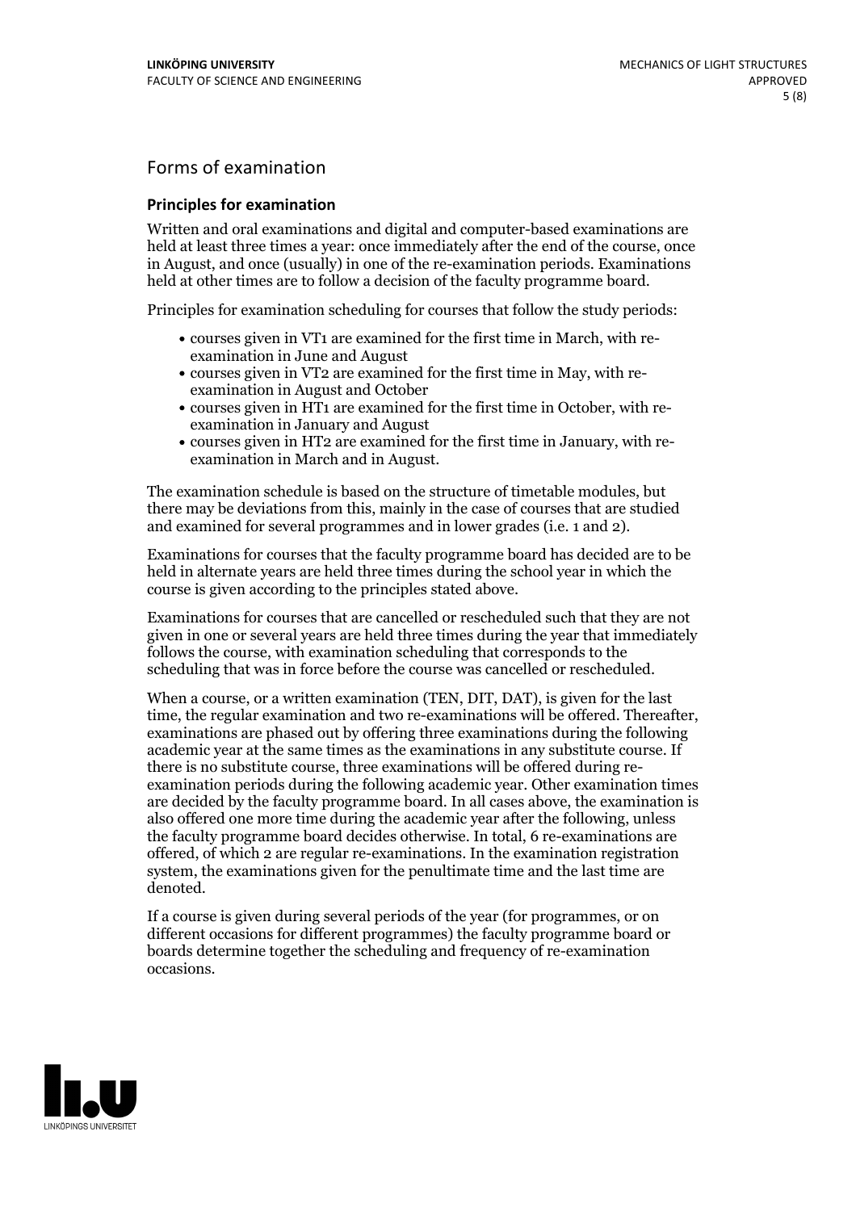## Forms of examination

### Principles for examination

Written and oral examinations and digital and computer-based examinations are held at least three times a year: once immediately after the end of the course, once in August, and once (usually) in one of the re-examination periods. Examinations held at other times are to follow a decision of the faculty programme board.

Principles for examination scheduling for courses that follow the study periods:

- courses given in VT1 are examined for the first time in March, with re-examination in June and August
- courses given in VT2 are examined for the first time in May, with re-examination in August and October
- courses given in HT1 are examined for the first time in October, with re-examination in January and August
- courses given in HT2 are examined for the first time in January, with re-examination in March and in August.

The examination schedule is based on the structure of timetable modules, but there may be deviations from this, mainly in the case of courses that are studied and examined for several programmes and in lower grades (i.e. 1 and 2).

Examinations for courses that the faculty programme board has decided are to be held in alternate years are held three times during the school year in which the course is given according to the principles stated above.

Examinations for courses that are cancelled or rescheduled such that they are not given in one or several years are held three times during the year that immediately follows the course, with examination scheduling that corresponds to the scheduling that was in force before the course was cancelled or rescheduled.

When a course, or a written examination (TEN, DIT, DAT), is given for the last time, the regular examination and two re-examinations will be offered. Thereafter, examinations are phased out by offering three examinations during the following academic year at the same times as the examinations in any substitute course. If there is no substitute course, three examinations will be offered during re-examination periods during the following academic year. Other examination times are decided by the faculty programme board. In all cases above, the examination is also offered one more time during the academic year after the following, unless the faculty programme board decides otherwise. In total, 6 re-examinations are offered, of which 2 are regular re-examinations. In the examination registration system, the examinations given for the penultimate time and the last time are denoted.

If a course is given during several periods of the year (for programmes, or on different occasions for different programmes) the faculty programme board or boards determine together the scheduling and frequency of re-examination occasions.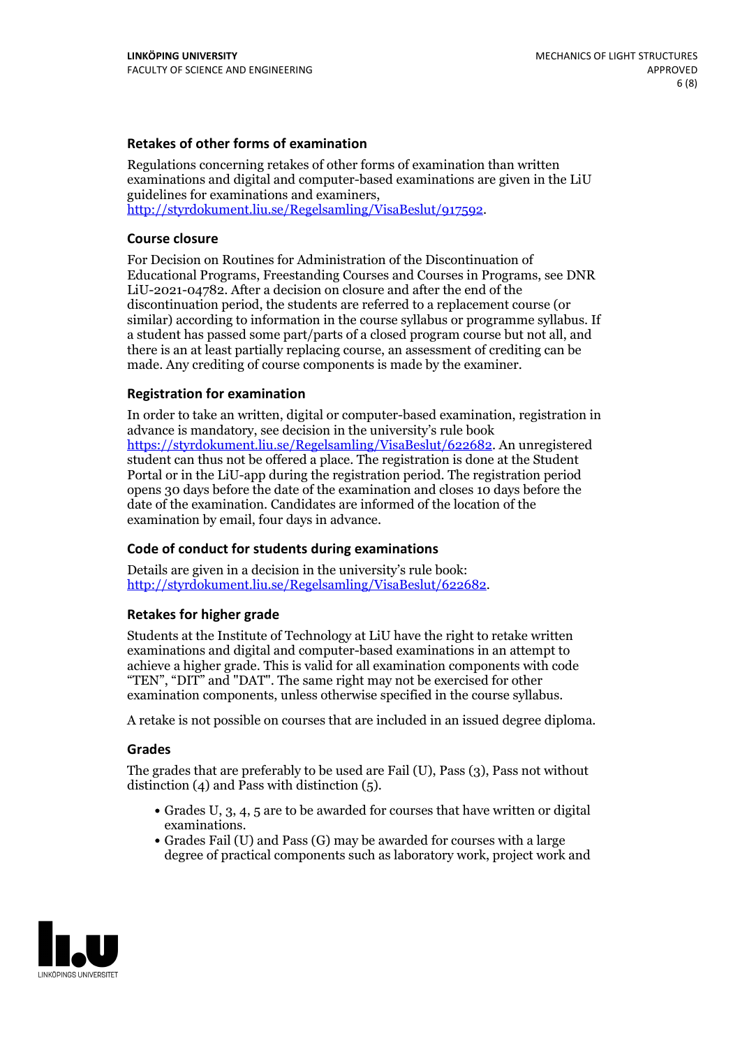### Retakes of other forms of examination

Regulations concerning retakes of other forms of examination than written examinations and digital and computer-based examinations are given in the LiU guidelines for examinations and examiners, http://styrdokument.liu.se/Regelsamling/VisaBeslut/917592.

### Course closure

For Decision on Routines for Administration of the Discontinuation of Educational Programs, Freestanding Courses and Courses in Programs, see DNR LiU-2021-04782. After a decision on closure and after the end of the discontinuation period, the students are referred to a replacement course (or similar) according to information in the course syllabus or programme syllabus. If a student has passed some part/parts of a closed program course but not all, and there is an at least partially replacing course, an assessment of crediting can be made. Any crediting of course components is made by the examiner.

### Registration for examination

In order to take an written, digital or computer-based examination, registration in advance is mandatory, see decision in the university's rule book https://styrdokument.liu.se/Regelsamling/VisaBeslut/622682. An unregistered student can thus not be offered a place. The registration is done at the Student Portal or in the LiU-app during the registration period. The registration period opens 30 days before the date of the examination and closes 10 days before the date of the examination. Candidates are informed of the location of the examination by email, four days in advance.

### Code of conduct for students during examinations

Details are given in a decision in the university's rule book: http://styrdokument.liu.se/Regelsamling/VisaBeslut/622682.

### Retakes for higher grade

Students at the Institute of Technology at LiU have the right to retake written examinations and digital and computer-based examinations in an attempt to achieve a higher grade. This is valid for all examination components with code "TEN", "DIT" and "DAT". The same right may not be exercised for other examination components, unless otherwise specified in the course syllabus.

A retake is not possible on courses that are included in an issued degree diploma.

### Grades

The grades that are preferably to be used are Fail (U), Pass (3), Pass not without distinction (4) and Pass with distinction (5).

- Grades U, 3, 4, 5 are to be awarded for courses that have written or digital examinations.
- Grades Fail (U) and Pass (G) may be awarded for courses with a large degree of practical components such as laboratory work, project work and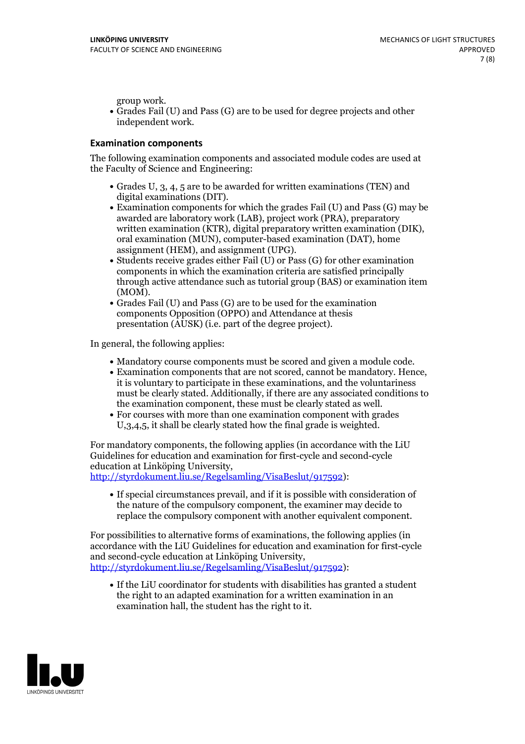group work.

- Grades Fail (U) and Pass (G) are to be used for degree projects and other independent work.

### Examination components

The following examination components and associated module codes are used at the Faculty of Science and Engineering:

- Grades U, 3, 4, 5 are to be awarded for written examinations (TEN) and digital examinations (DIT).
- Examination components for which the grades Fail (U) and Pass (G) may be awarded are laboratory work (LAB), project work (PRA), preparatory written examination (KTR), digital preparatory written examination (DIK), oral examination (MUN), computer-based examination (DAT), home assignment (HEM), and assignment (UPG).
- Students receive grades either Fail (U) or Pass (G) for other examination components in which the examination criteria are satisfied principally through active attendance such as tutorial group (BAS) or examination item (MOM).
- Grades Fail (U) and Pass (G) are to be used for the examination components Opposition (OPPO) and Attendance at thesis presentation (AUSK) (i.e. part of the degree project).

In general, the following applies:

- Mandatory course components must be scored and given a module code.
- Examination components that are not scored, cannot be mandatory. Hence, it is voluntary to participate in these examinations, and the voluntariness must be clearly stated. Additionally, if there are any associated conditions to the examination component, these must be clearly stated as well.
- For courses with more than one examination component with grades U,3,4,5, it shall be clearly stated how the final grade is weighted.

For mandatory components, the following applies (in accordance with the LiU Guidelines for education and examination for first-cycle and second-cycle education at Linköping University, http://styrdokument.liu.se/Regelsamling/VisaBeslut/917592):

- If special circumstances prevail, and if it is possible with consideration of the nature of the compulsory component, the examiner may decide to replace the compulsory component with another equivalent component.

For possibilities to alternative forms of examinations, the following applies (in accordance with the LiU Guidelines for education and examination for first-cycle and second-cycle education at Linköping University, http://styrdokument.liu.se/Regelsamling/VisaBeslut/917592):

- If the LiU coordinator for students with disabilities has granted a student the right to an adapted examination for a written examination in an examination hall, the student has the right to it.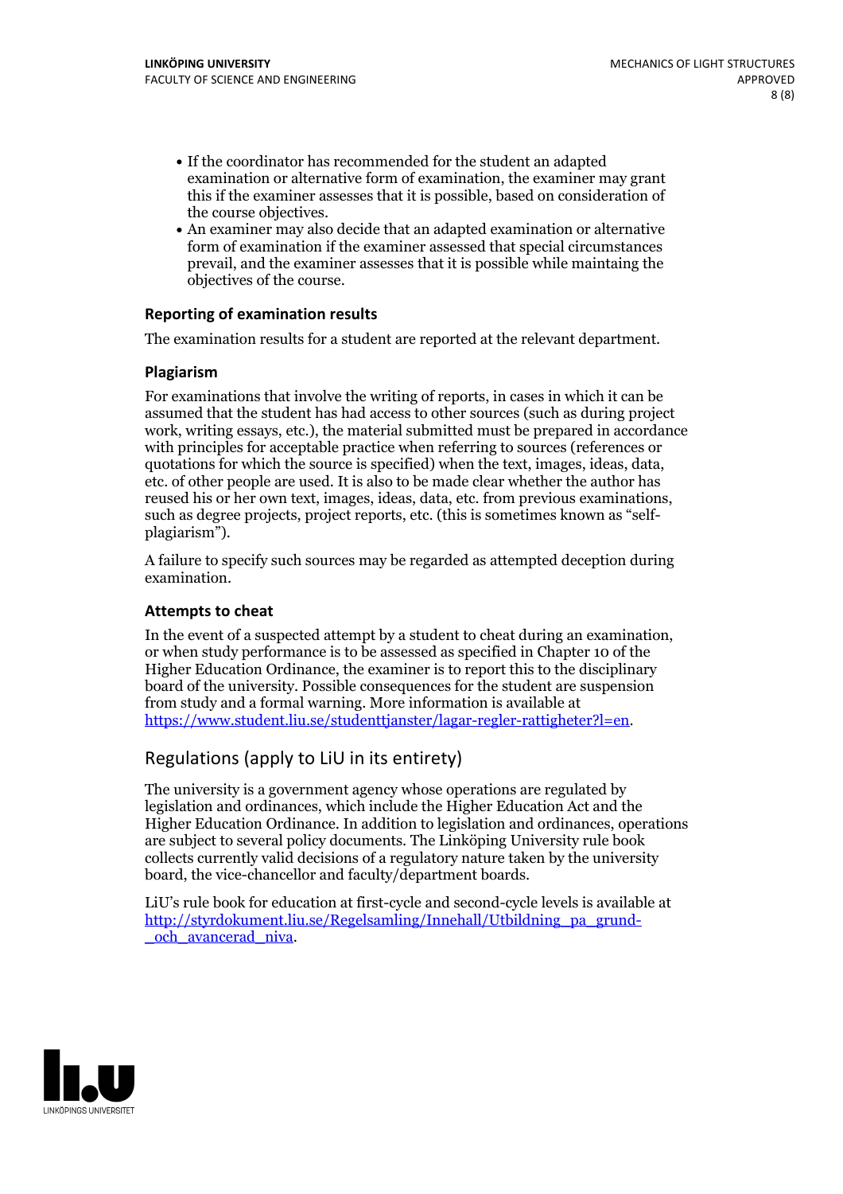- If the coordinator has recommended for the student an adapted examination or alternative form of examination, the examiner may grant this if the examiner assesses that it is possible, based on consideration of the course objectives.
- An examiner may also decide that an adapted examination or alternative form of examination if the examiner assessed that special circumstances prevail, and the examiner assesses that it is possible while maintaing the objectives of the course.

### Reporting of examination results

The examination results for a student are reported at the relevant department.

### Plagiarism

For examinations that involve the writing of reports, in cases in which it can be assumed that the student has had access to other sources (such as during project work, writing essays, etc.), the material submitted must be prepared in accordance with principles for acceptable practice when referring to sources (references or quotations for which the source is specified) when the text, images, ideas, data, etc. of other people are used. It is also to be made clear whether the author has reused his or her own text, images, ideas, data, etc. from previous examinations, such as degree projects, project reports, etc. (this is sometimes known as "self-plagiarism").

A failure to specify such sources may be regarded as attempted deception during examination.

### Attempts to cheat

In the event of a suspected attempt by a student to cheat during an examination, or when study performance is to be assessed as specified in Chapter 10 of the Higher Education Ordinance, the examiner is to report this to the disciplinary board of the university. Possible consequences for the student are suspension from study and a formal warning. More information is available at https://www.student.liu.se/studenttjanster/lagar-regler-rattigheter?l=en.

## Regulations (apply to LiU in its entirety)

The university is a government agency whose operations are regulated by legislation and ordinances, which include the Higher Education Act and the Higher Education Ordinance. In addition to legislation and ordinances, operations are subject to several policy documents. The Linköping University rule book collects currently valid decisions of a regulatory nature taken by the university board, the vice-chancellor and faculty/department boards.

LiU's rule book for education at first-cycle and second-cycle levels is available at http://styrdokument.liu.se/Regelsamling/Innehall/Utbildning_pa_grund-_och_avancerad_niva.